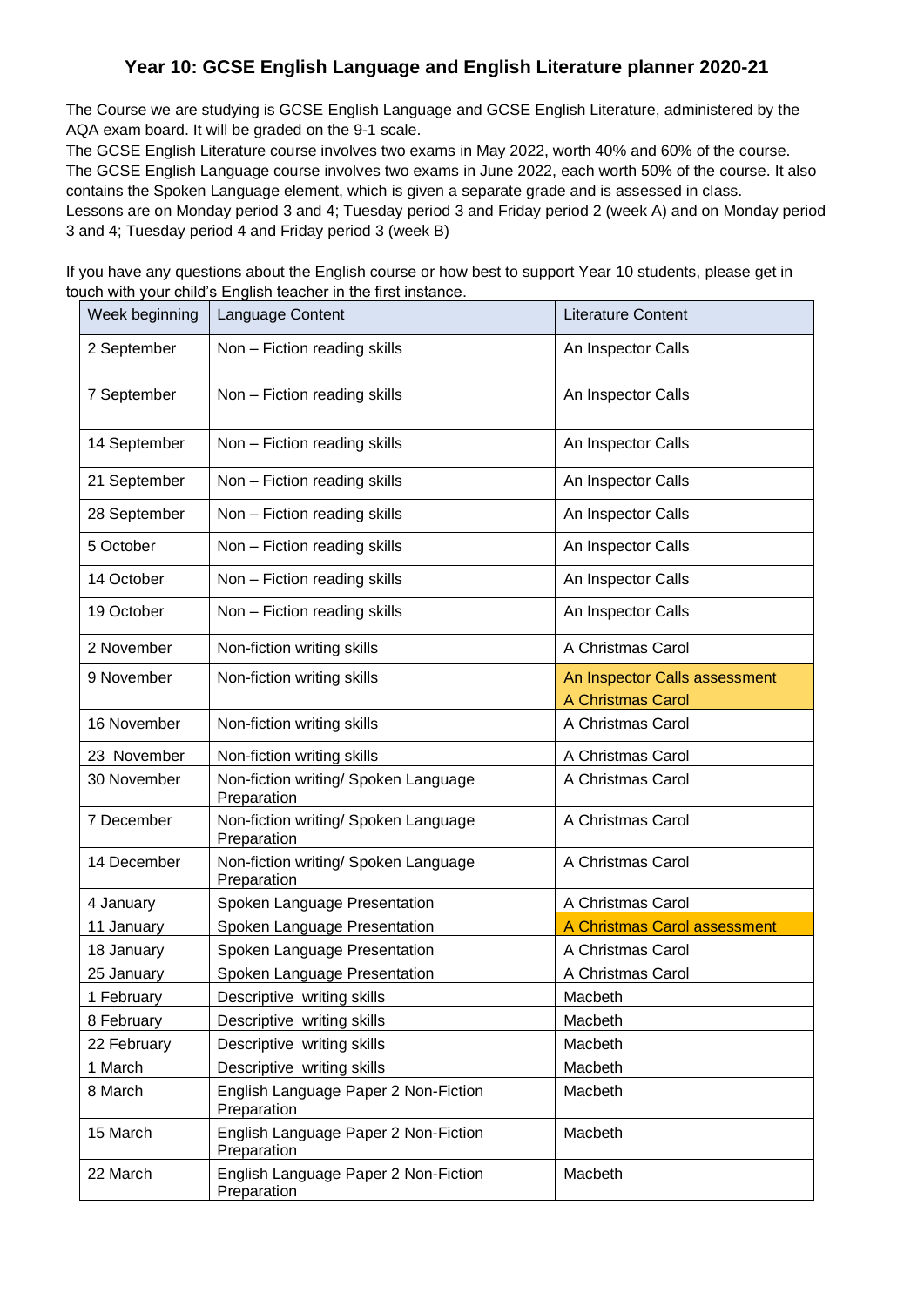# Year 10: GCSE English Language and English Literature planner 2020-21

The Course we are studying is GCSE English Language and GCSE English Literature, administered by the AQA exam board. It will be graded on the 9-1 scale.

The GCSE English Literature course involves two exams in May 2022, worth 40% and 60% of the course. The GCSE English Language course involves two exams in June 2022, each worth 50% of the course. It also contains the Spoken Language element, which is given a separate grade and is assessed in class.

Lessons are on Monday period 3 and 4; Tuesday period 3 and Friday period 2 (week A) and on Monday period 3 and 4; Tuesday period 4 and Friday period 3 (week B)

If you have any questions about the English course or how best to support Year 10 students, please get in touch with your child's English teacher in the first instance.

| Week beginning | Language Content | Literature Content |
|---|---|---|
| 2 September | Non – Fiction reading skills | An Inspector Calls |
| 7 September | Non – Fiction reading skills | An Inspector Calls |
| 14 September | Non – Fiction reading skills | An Inspector Calls |
| 21 September | Non – Fiction reading skills | An Inspector Calls |
| 28 September | Non – Fiction reading skills | An Inspector Calls |
| 5 October | Non – Fiction reading skills | An Inspector Calls |
| 14 October | Non – Fiction reading skills | An Inspector Calls |
| 19 October | Non – Fiction reading skills | An Inspector Calls |
| 2 November | Non-fiction writing skills | A Christmas Carol |
| 9 November | Non-fiction writing skills | An Inspector Calls assessment<br>A Christmas Carol |
| 16 November | Non-fiction writing skills | A Christmas Carol |
| 23 November | Non-fiction writing skills | A Christmas Carol |
| 30 November | Non-fiction writing/ Spoken Language Preparation | A Christmas Carol |
| 7 December | Non-fiction writing/ Spoken Language Preparation | A Christmas Carol |
| 14 December | Non-fiction writing/ Spoken Language Preparation | A Christmas Carol |
| 4 January | Spoken Language Presentation | A Christmas Carol |
| 11 January | Spoken Language Presentation | A Christmas Carol assessment |
| 18 January | Spoken Language Presentation | A Christmas Carol |
| 25 January | Spoken Language Presentation | A Christmas Carol |
| 1 February | Descriptive writing skills | Macbeth |
| 8 February | Descriptive writing skills | Macbeth |
| 22 February | Descriptive writing skills | Macbeth |
| 1 March | Descriptive writing skills | Macbeth |
| 8 March | English Language Paper 2 Non-Fiction Preparation | Macbeth |
| 15 March | English Language Paper 2 Non-Fiction Preparation | Macbeth |
| 22 March | English Language Paper 2 Non-Fiction Preparation | Macbeth |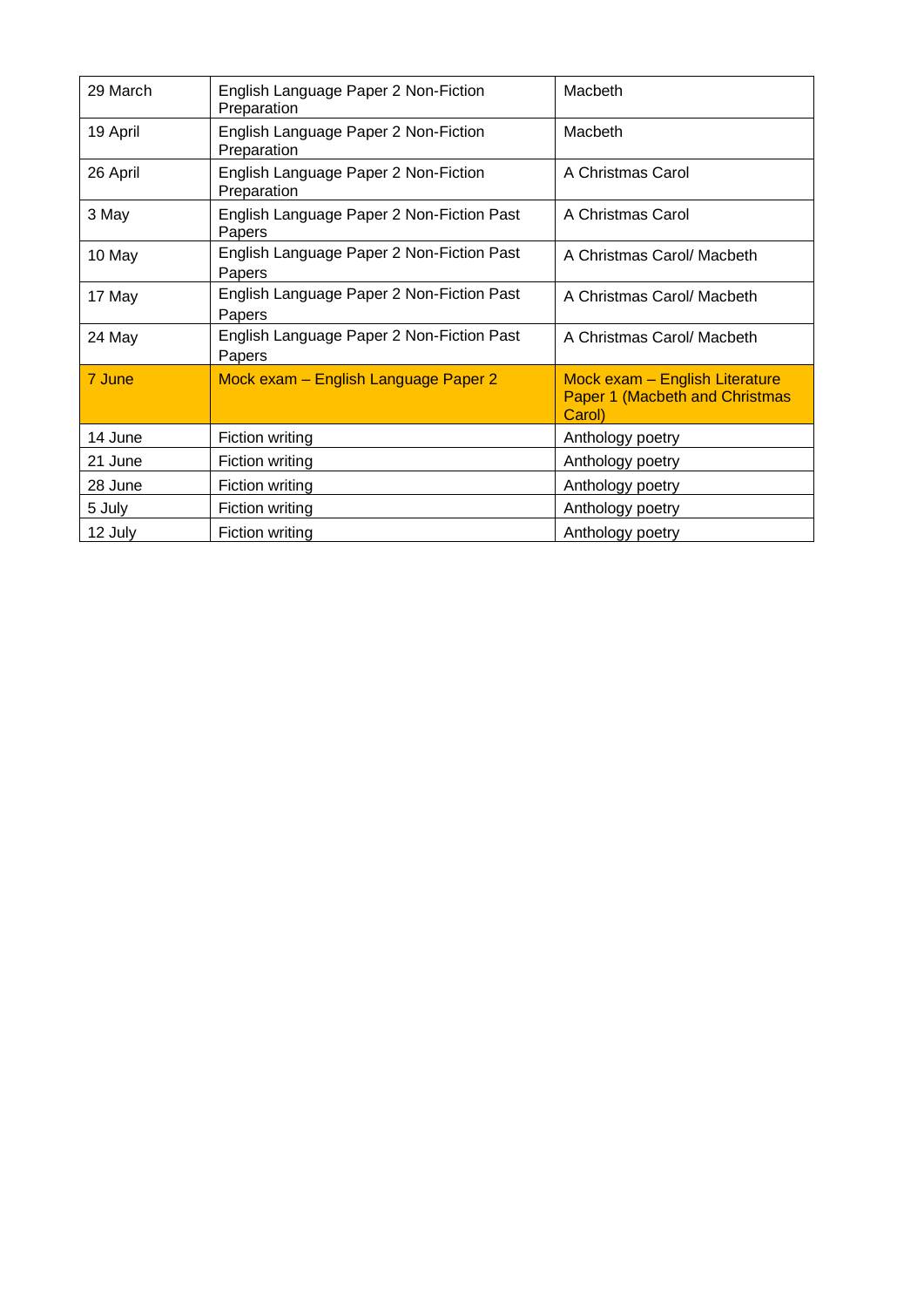| | | |
|---|---|---|
| 29 March | English Language Paper 2 Non-Fiction Preparation | Macbeth |
| 19 April | English Language Paper 2 Non-Fiction Preparation | Macbeth |
| 26 April | English Language Paper 2 Non-Fiction Preparation | A Christmas Carol |
| 3 May | English Language Paper 2 Non-Fiction Past Papers | A Christmas Carol |
| 10 May | English Language Paper 2 Non-Fiction Past Papers | A Christmas Carol/ Macbeth |
| 17 May | English Language Paper 2 Non-Fiction Past Papers | A Christmas Carol/ Macbeth |
| 24 May | English Language Paper 2 Non-Fiction Past Papers | A Christmas Carol/ Macbeth |
| 7 June | Mock exam – English Language Paper 2 | Mock exam – English Literature Paper 1 (Macbeth and Christmas Carol) |
| 14 June | Fiction writing | Anthology poetry |
| 21 June | Fiction writing | Anthology poetry |
| 28 June | Fiction writing | Anthology poetry |
| 5 July | Fiction writing | Anthology poetry |
| 12 July | Fiction writing | Anthology poetry |